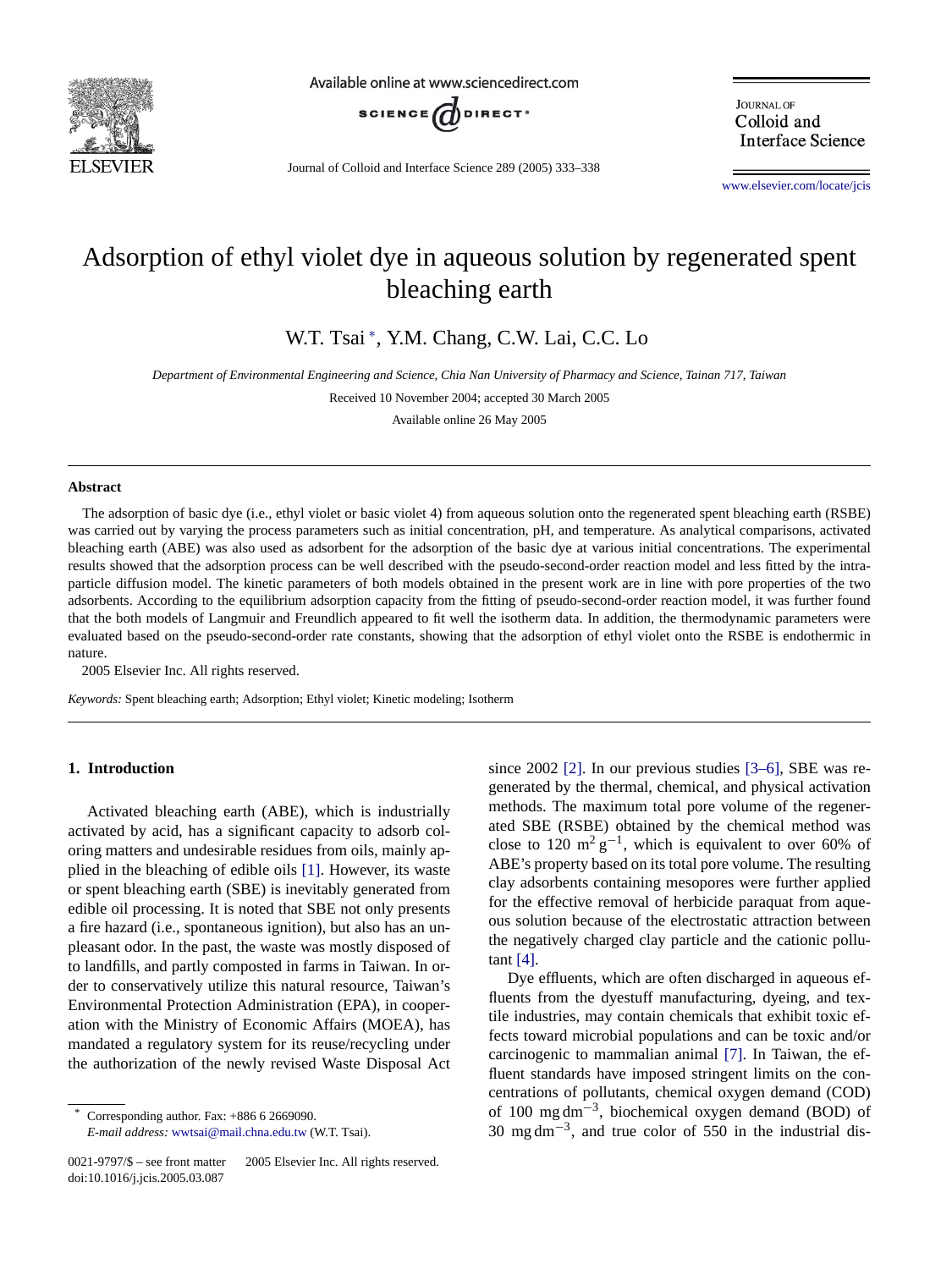// Adsorption of ethyl violet dye in aqueous solution by regenerated spent bleaching earth

W.T. Tsai [*], Y.M. Chang, C.W. Lai, C.C. Lo

*Department of Environmental Engineering and Science, Chia Nan University of Pharmacy and Science, Tainan 717, Taiwan*

Received 10 November 2004; accepted 30 March 2005

Available online 26 May 2005

## Abstract

The adsorption of basic dye (i.e., ethyl violet or basic violet 4) from aqueous solution onto the regenerated spent bleaching earth (RSBE) was carried out by varying the process parameters such as initial concentration, pH, and temperature. As analytical comparisons, activated bleaching earth (ABE) was also used as adsorbent for the adsorption of the basic dye at various initial concentrations. The experimental results showed that the adsorption process can be well described with the pseudo-second-order reaction model and less fitted by the intraparticle diffusion model. The kinetic parameters of both models obtained in the present work are in line with pore properties of the two adsorbents. According to the equilibrium adsorption capacity from the fitting of pseudo-second-order reaction model, it was further found that the both models of Langmuir and Freundlich appeared to fit well the isotherm data. In addition, the thermodynamic parameters were evaluated based on the pseudo-second-order rate constants, showing that the adsorption of ethyl violet onto the RSBE is endothermic in nature.

2005 Elsevier Inc. All rights reserved.

*Keywords:* Spent bleaching earth; Adsorption; Ethyl violet; Kinetic modeling; Isotherm

## 1. Introduction

Activated bleaching earth (ABE), which is industrially activated by acid, has a significant capacity to adsorb coloring matters and undesirable residues from oils, mainly applied in the bleaching of edible oils [1]. However, its waste or spent bleaching earth (SBE) is inevitably generated from edible oil processing. It is noted that SBE not only presents a fire hazard (i.e., spontaneous ignition), but also has an unpleasant odor. In the past, the waste was mostly disposed of to landfills, and partly composted in farms in Taiwan. In order to conservatively utilize this natural resource, Taiwan's Environmental Protection Administration (EPA), in cooperation with the Ministry of Economic Affairs (MOEA), has mandated a regulatory system for its reuse/recycling under the authorization of the newly revised Waste Disposal Act since 2002 [2]. In our previous studies [3–6], SBE was regenerated by the thermal, chemical, and physical activation methods. The maximum total pore volume of the regenerated SBE (RSBE) obtained by the chemical method was close to 120 $m^2\,g^{-1}$, which is equivalent to over 60% of ABE's property based on its total pore volume. The resulting clay adsorbents containing mesopores were further applied for the effective removal of herbicide paraquat from aqueous solution because of the electrostatic attraction between the negatively charged clay particle and the cationic pollutant [4].

Dye effluents, which are often discharged in aqueous effluents from the dyestuff manufacturing, dyeing, and textile industries, may contain chemicals that exhibit toxic effects toward microbial populations and can be toxic and/or carcinogenic to mammalian animal [7]. In Taiwan, the effluent standards have imposed stringent limits on the concentrations of pollutants, chemical oxygen demand (COD) of 100 $mg\,dm^{-3}$, biochemical oxygen demand (BOD) of 30 $mg\,dm^{-3}$, and true color of 550 in the industrial dis-

---

[*] Corresponding author. Fax: +886 6 2669090.
*E-mail address:* wwtsai@mail.chna.edu.tw (W.T. Tsai).

0021-9797/$ – see front matter 2005 Elsevier Inc. All rights reserved.
doi:10.1016/j.jcis.2005.03.087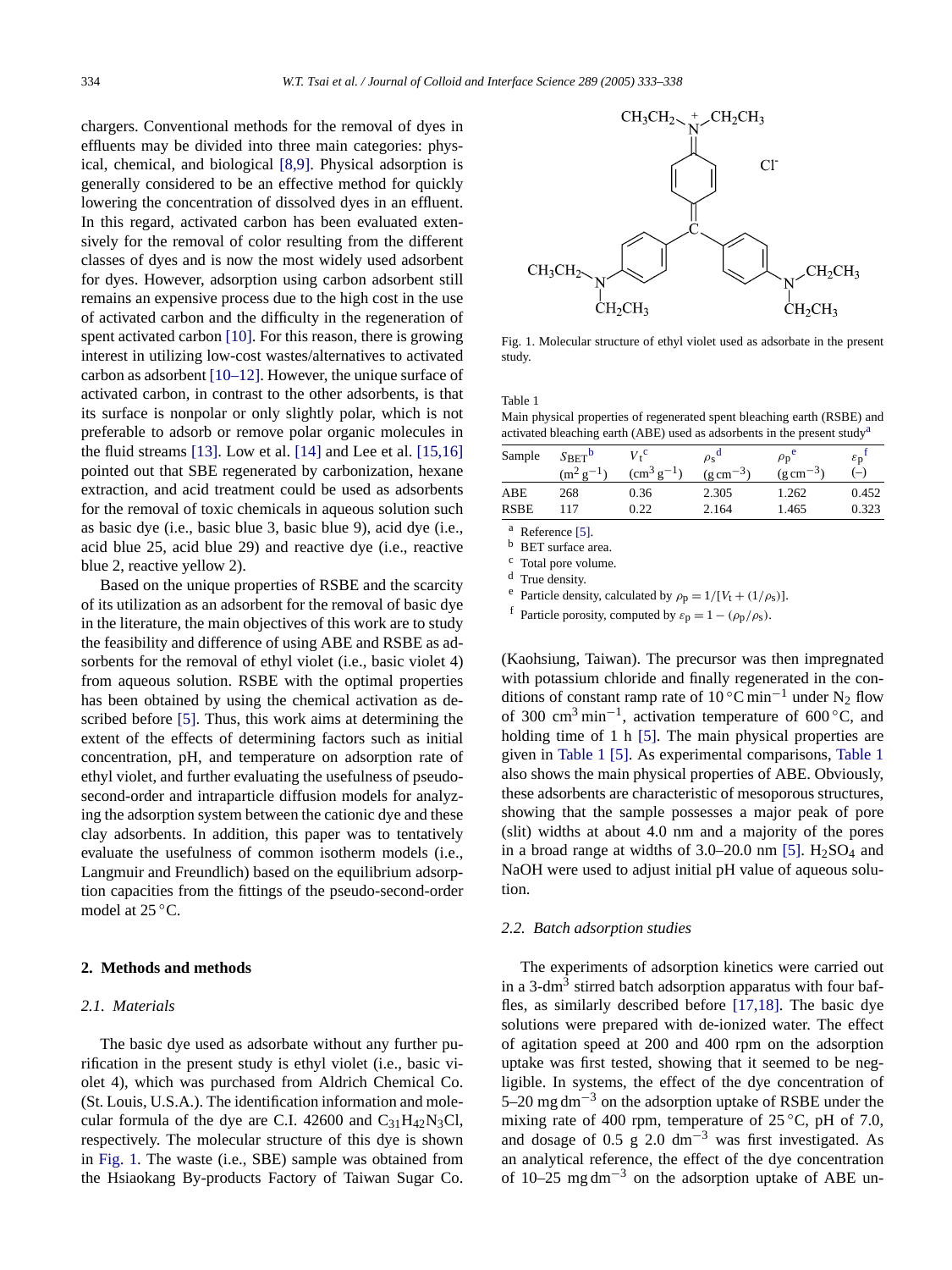chargers. Conventional methods for the removal of dyes in effluents may be divided into three main categories: physical, chemical, and biological [8,9]. Physical adsorption is generally considered to be an effective method for quickly lowering the concentration of dissolved dyes in an effluent. In this regard, activated carbon has been evaluated extensively for the removal of color resulting from the different classes of dyes and is now the most widely used adsorbent for dyes. However, adsorption using carbon adsorbent still remains an expensive process due to the high cost in the use of activated carbon and the difficulty in the regeneration of spent activated carbon [10]. For this reason, there is growing interest in utilizing low-cost wastes/alternatives to activated carbon as adsorbent [10–12]. However, the unique surface of activated carbon, in contrast to the other adsorbents, is that its surface is nonpolar or only slightly polar, which is not preferable to adsorb or remove polar organic molecules in the fluid streams [13]. Low et al. [14] and Lee et al. [15,16] pointed out that SBE regenerated by carbonization, hexane extraction, and acid treatment could be used as adsorbents for the removal of toxic chemicals in aqueous solution such as basic dye (i.e., basic blue 3, basic blue 9), acid dye (i.e., acid blue 25, acid blue 29) and reactive dye (i.e., reactive blue 2, reactive yellow 2).

Based on the unique properties of RSBE and the scarcity of its utilization as an adsorbent for the removal of basic dye in the literature, the main objectives of this work are to study the feasibility and difference of using ABE and RSBE as adsorbents for the removal of ethyl violet (i.e., basic violet 4) from aqueous solution. RSBE with the optimal properties has been obtained by using the chemical activation as described before [5]. Thus, this work aims at determining the extent of the effects of determining factors such as initial concentration, pH, and temperature on adsorption rate of ethyl violet, and further evaluating the usefulness of pseudo-second-order and intraparticle diffusion models for analyzing the adsorption system between the cationic dye and these clay adsorbents. In addition, this paper was to tentatively evaluate the usefulness of common isotherm models (i.e., Langmuir and Freundlich) based on the equilibrium adsorption capacities from the fittings of the pseudo-second-order model at 25 °C.

## 2. Methods and methods

### 2.1. Materials

The basic dye used as adsorbate without any further purification in the present study is ethyl violet (i.e., basic violet 4), which was purchased from Aldrich Chemical Co. (St. Louis, U.S.A.). The identification information and molecular formula of the dye are C.I. 42600 and $C_{31}H_{42}N_3Cl$, respectively. The molecular structure of this dye is shown in Fig. 1. The waste (i.e., SBE) sample was obtained from the Hsiaokang By-products Factory of Taiwan Sugar Co. (Kaohsiung, Taiwan). The precursor was then impregnated with potassium chloride and finally regenerated in the conditions of constant ramp rate of 10 °C min$^{-1}$ under $N_2$ flow of 300 cm$^3$ min$^{-1}$, activation temperature of 600 °C, and holding time of 1 h [5]. The main physical properties are given in Table 1 [5]. As experimental comparisons, Table 1 also shows the main physical properties of ABE. Obviously, these adsorbents are characteristic of mesoporous structures, showing that the sample possesses a major peak of pore (slit) widths at about 4.0 nm and a majority of the pores in a broad range at widths of 3.0–20.0 nm [5]. $H_2SO_4$ and NaOH were used to adjust initial pH value of aqueous solution.

Fig. 1. Molecular structure of ethyl violet used as adsorbate in the present study.

Table 1
Main physical properties of regenerated spent bleaching earth (RSBE) and activated bleaching earth (ABE) used as adsorbents in the present study[a]

| Sample | $S_{BET}$[b] (m$^2$ g$^{-1}$) | $V_t$[c] (cm$^3$ g$^{-1}$) | $\rho_s$[d] (g cm$^{-3}$) | $\rho_p$[e] (g cm$^{-3}$) | $\varepsilon_p$[f] (–) |
|---|---|---|---|---|---|
| ABE | 268 | 0.36 | 2.305 | 1.262 | 0.452 |
| RSBE | 117 | 0.22 | 2.164 | 1.465 | 0.323 |

[a] Reference [5].
[b] BET surface area.
[c] Total pore volume.
[d] True density.
[e] Particle density, calculated by $\rho_p = 1/[V_t + (1/\rho_s)]$.
[f] Particle porosity, computed by $\varepsilon_p = 1 - (\rho_p/\rho_s)$.

### 2.2. Batch adsorption studies

The experiments of adsorption kinetics were carried out in a 3-dm$^3$ stirred batch adsorption apparatus with four baffles, as similarly described before [17,18]. The basic dye solutions were prepared with de-ionized water. The effect of agitation speed at 200 and 400 rpm on the adsorption uptake was first tested, showing that it seemed to be negligible. In systems, the effect of the dye concentration of 5–20 mg dm$^{-3}$ on the adsorption uptake of RSBE under the mixing rate of 400 rpm, temperature of 25 °C, pH of 7.0, and dosage of 0.5 g 2.0 dm$^{-3}$ was first investigated. As an analytical reference, the effect of the dye concentration of 10–25 mg dm$^{-3}$ on the adsorption uptake of ABE un-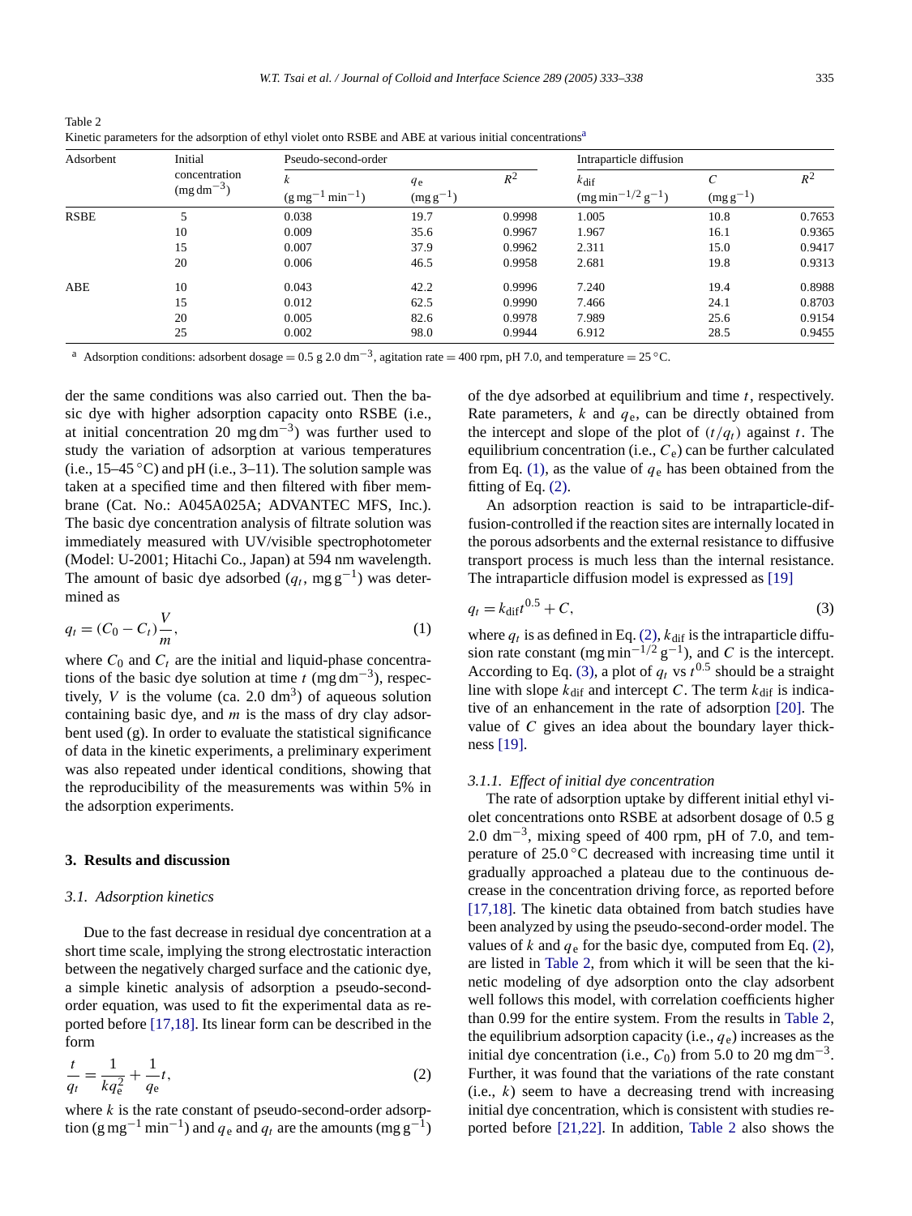Table 2
Kinetic parameters for the adsorption of ethyl violet onto RSBE and ABE at various initial concentrations[a]

| Adsorbent | Initial concentration ($mg\,dm^{-3}$) | Pseudo-second-order | | | Intraparticle diffusion | | |
|---|---|---|---|---|---|---|---|
| | | $k$ ($g\,mg^{-1}\,min^{-1}$) | $q_e$ ($mg\,g^{-1}$) | $R^2$ | $k_{dif}$ ($mg\,min^{-1/2}\,g^{-1}$) | $C$ ($mg\,g^{-1}$) | $R^2$ |
| RSBE | 5 | 0.038 | 19.7 | 0.9998 | 1.005 | 10.8 | 0.7653 |
| | 10 | 0.009 | 35.6 | 0.9967 | 1.967 | 16.1 | 0.9365 |
| | 15 | 0.007 | 37.9 | 0.9962 | 2.311 | 15.0 | 0.9417 |
| | 20 | 0.006 | 46.5 | 0.9958 | 2.681 | 19.8 | 0.9313 |
| ABE | 10 | 0.043 | 42.2 | 0.9996 | 7.240 | 19.4 | 0.8988 |
| | 15 | 0.012 | 62.5 | 0.9990 | 7.466 | 24.1 | 0.8703 |
| | 20 | 0.005 | 82.6 | 0.9978 | 7.989 | 25.6 | 0.9154 |
| | 25 | 0.002 | 98.0 | 0.9944 | 6.912 | 28.5 | 0.9455 |

[a] Adsorption conditions: adsorbent dosage = 0.5 g 2.0 $dm^{-3}$, agitation rate = 400 rpm, pH 7.0, and temperature = 25 °C.

der the same conditions was also carried out. Then the basic dye with higher adsorption capacity onto RSBE (i.e., at initial concentration 20 $mg\,dm^{-3}$) was further used to study the variation of adsorption at various temperatures (i.e., 15–45 °C) and pH (i.e., 3–11). The solution sample was taken at a specified time and then filtered with fiber membrane (Cat. No.: A045A025A; ADVANTEC MFS, Inc.). The basic dye concentration analysis of filtrate solution was immediately measured with UV/visible spectrophotometer (Model: U-2001; Hitachi Co., Japan) at 594 nm wavelength. The amount of basic dye adsorbed ($q_t$, $mg\,g^{-1}$) was determined as

$$q_t = (C_0 - C_t)\frac{V}{m}, \tag{1}$$

where $C_0$ and $C_t$ are the initial and liquid-phase concentrations of the basic dye solution at time $t$ ($mg\,dm^{-3}$), respectively, $V$ is the volume (ca. 2.0 $dm^3$) of aqueous solution containing basic dye, and $m$ is the mass of dry clay adsorbent used (g). In order to evaluate the statistical significance of data in the kinetic experiments, a preliminary experiment was also repeated under identical conditions, showing that the reproducibility of the measurements was within 5% in the adsorption experiments.

## 3. Results and discussion

### 3.1. Adsorption kinetics

Due to the fast decrease in residual dye concentration at a short time scale, implying the strong electrostatic interaction between the negatively charged surface and the cationic dye, a simple kinetic analysis of adsorption a pseudo-second-order equation, was used to fit the experimental data as reported before [17,18]. Its linear form can be described in the form

$$\frac{t}{q_t} = \frac{1}{kq_e^2} + \frac{1}{q_e}t, \tag{2}$$

where $k$ is the rate constant of pseudo-second-order adsorption ($g\,mg^{-1}\,min^{-1}$) and $q_e$ and $q_t$ are the amounts ($mg\,g^{-1}$) of the dye adsorbed at equilibrium and time $t$, respectively. Rate parameters, $k$ and $q_e$, can be directly obtained from the intercept and slope of the plot of $(t/q_t)$ against $t$. The equilibrium concentration (i.e., $C_e$) can be further calculated from Eq. (1), as the value of $q_e$ has been obtained from the fitting of Eq. (2).

An adsorption reaction is said to be intraparticle-diffusion-controlled if the reaction sites are internally located in the porous adsorbents and the external resistance to diffusive transport process is much less than the internal resistance. The intraparticle diffusion model is expressed as [19]

$$q_t = k_{dif}t^{0.5} + C, \tag{3}$$

where $q_t$ is as defined in Eq. (2), $k_{dif}$ is the intraparticle diffusion rate constant ($mg\,min^{-1/2}\,g^{-1}$), and $C$ is the intercept. According to Eq. (3), a plot of $q_t$ vs $t^{0.5}$ should be a straight line with slope $k_{dif}$ and intercept $C$. The term $k_{dif}$ is indicative of an enhancement in the rate of adsorption [20]. The value of $C$ gives an idea about the boundary layer thickness [19].

#### 3.1.1. Effect of initial dye concentration

The rate of adsorption uptake by different initial ethyl violet concentrations onto RSBE at adsorbent dosage of 0.5 g 2.0 $dm^{-3}$, mixing speed of 400 rpm, pH of 7.0, and temperature of 25.0 °C decreased with increasing time until it gradually approached a plateau due to the continuous decrease in the concentration driving force, as reported before [17,18]. The kinetic data obtained from batch studies have been analyzed by using the pseudo-second-order model. The values of $k$ and $q_e$ for the basic dye, computed from Eq. (2), are listed in Table 2, from which it will be seen that the kinetic modeling of dye adsorption onto the clay adsorbent well follows this model, with correlation coefficients higher than 0.99 for the entire system. From the results in Table 2, the equilibrium adsorption capacity (i.e., $q_e$) increases as the initial dye concentration (i.e., $C_0$) from 5.0 to 20 $mg\,dm^{-3}$. Further, it was found that the variations of the rate constant (i.e., $k$) seem to have a decreasing trend with increasing initial dye concentration, which is consistent with studies reported before [21,22]. In addition, Table 2 also shows the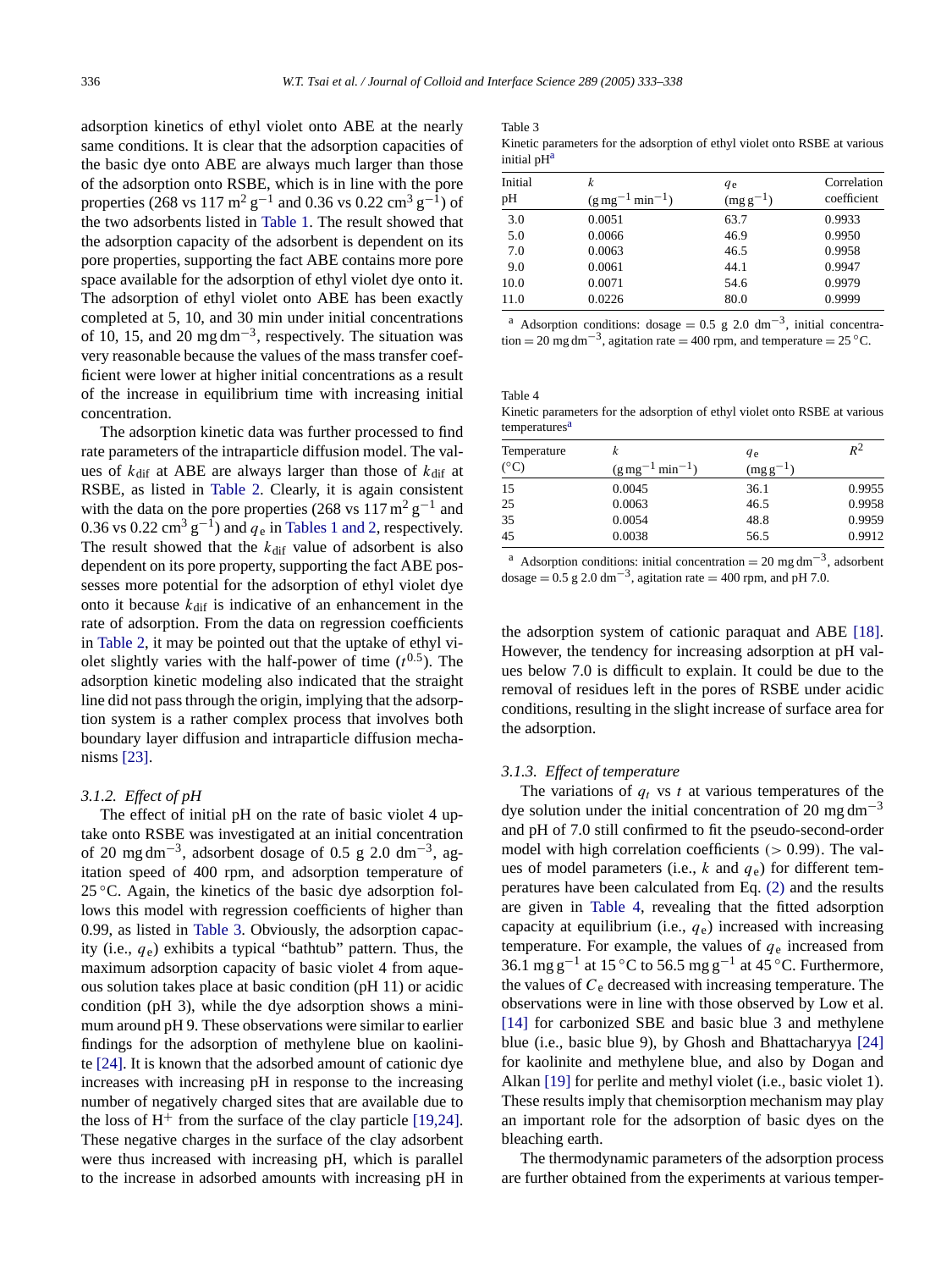adsorption kinetics of ethyl violet onto ABE at the nearly same conditions. It is clear that the adsorption capacities of the basic dye onto ABE are always much larger than those of the adsorption onto RSBE, which is in line with the pore properties (268 vs 117 $m^2\,g^{-1}$ and 0.36 vs 0.22 $cm^3\,g^{-1}$) of the two adsorbents listed in Table 1. The result showed that the adsorption capacity of the adsorbent is dependent on its pore properties, supporting the fact ABE contains more pore space available for the adsorption of ethyl violet dye onto it. The adsorption of ethyl violet onto ABE has been exactly completed at 5, 10, and 30 min under initial concentrations of 10, 15, and 20 $mg\,dm^{-3}$, respectively. The situation was very reasonable because the values of the mass transfer coefficient were lower at higher initial concentrations as a result of the increase in equilibrium time with increasing initial concentration.

The adsorption kinetic data was further processed to find rate parameters of the intraparticle diffusion model. The values of $k_{dif}$ at ABE are always larger than those of $k_{dif}$ at RSBE, as listed in Table 2. Clearly, it is again consistent with the data on the pore properties (268 vs 117 $m^2\,g^{-1}$ and 0.36 vs 0.22 $cm^3\,g^{-1}$) and $q_e$ in Tables 1 and 2, respectively. The result showed that the $k_{dif}$ value of adsorbent is also dependent on its pore property, supporting the fact ABE possesses more potential for the adsorption of ethyl violet dye onto it because $k_{dif}$ is indicative of an enhancement in the rate of adsorption. From the data on regression coefficients in Table 2, it may be pointed out that the uptake of ethyl violet slightly varies with the half-power of time ($t^{0.5}$). The adsorption kinetic modeling also indicated that the straight line did not pass through the origin, implying that the adsorption system is a rather complex process that involves both boundary layer diffusion and intraparticle diffusion mechanisms [23].

### 3.1.2. Effect of pH

The effect of initial pH on the rate of basic violet 4 uptake onto RSBE was investigated at an initial concentration of 20 $mg\,dm^{-3}$, adsorbent dosage of 0.5 g 2.0 $dm^{-3}$, agitation speed of 400 rpm, and adsorption temperature of 25 °C. Again, the kinetics of the basic dye adsorption follows this model with regression coefficients of higher than 0.99, as listed in Table 3. Obviously, the adsorption capacity (i.e., $q_e$) exhibits a typical "bathtub" pattern. Thus, the maximum adsorption capacity of basic violet 4 from aqueous solution takes place at basic condition (pH 11) or acidic condition (pH 3), while the dye adsorption shows a minimum around pH 9. These observations were similar to earlier findings for the adsorption of methylene blue on kaolinite [24]. It is known that the adsorbed amount of cationic dye increases with increasing pH in response to the increasing number of negatively charged sites that are available due to the loss of $H^+$ from the surface of the clay particle [19,24]. These negative charges in the surface of the clay adsorbent were thus increased with increasing pH, which is parallel to the increase in adsorbed amounts with increasing pH in the adsorption system of cationic paraquat and ABE [18]. However, the tendency for increasing adsorption at pH values below 7.0 is difficult to explain. It could be due to the removal of residues left in the pores of RSBE under acidic conditions, resulting in the slight increase of surface area for the adsorption.

Table 3
Kinetic parameters for the adsorption of ethyl violet onto RSBE at various initial pH[a]

| Initial pH | $k$ ($g\,mg^{-1}\,min^{-1}$) | $q_e$ ($mg\,g^{-1}$) | Correlation coefficient |
|---|---|---|---|
| 3.0 | 0.0051 | 63.7 | 0.9933 |
| 5.0 | 0.0066 | 46.9 | 0.9950 |
| 7.0 | 0.0063 | 46.5 | 0.9958 |
| 9.0 | 0.0061 | 44.1 | 0.9947 |
| 10.0 | 0.0071 | 54.6 | 0.9979 |
| 11.0 | 0.0226 | 80.0 | 0.9999 |

[a] Adsorption conditions: dosage = 0.5 g 2.0 $dm^{-3}$, initial concentration = 20 $mg\,dm^{-3}$, agitation rate = 400 rpm, and temperature = 25 °C.

Table 4
Kinetic parameters for the adsorption of ethyl violet onto RSBE at various temperatures[a]

| Temperature (°C) | $k$ ($g\,mg^{-1}\,min^{-1}$) | $q_e$ ($mg\,g^{-1}$) | $R^2$ |
|---|---|---|---|
| 15 | 0.0045 | 36.1 | 0.9955 |
| 25 | 0.0063 | 46.5 | 0.9958 |
| 35 | 0.0054 | 48.8 | 0.9959 |
| 45 | 0.0038 | 56.5 | 0.9912 |

[a] Adsorption conditions: initial concentration = 20 $mg\,dm^{-3}$, adsorbent dosage = 0.5 g 2.0 $dm^{-3}$, agitation rate = 400 rpm, and pH 7.0.

### 3.1.3. Effect of temperature

The variations of $q_t$ vs $t$ at various temperatures of the dye solution under the initial concentration of 20 $mg\,dm^{-3}$ and pH of 7.0 still confirmed to fit the pseudo-second-order model with high correlation coefficients (> 0.99). The values of model parameters (i.e., $k$ and $q_e$) for different temperatures have been calculated from Eq. (2) and the results are given in Table 4, revealing that the fitted adsorption capacity at equilibrium (i.e., $q_e$) increased with increasing temperature. For example, the values of $q_e$ increased from 36.1 $mg\,g^{-1}$ at 15 °C to 56.5 $mg\,g^{-1}$ at 45 °C. Furthermore, the values of $C_e$ decreased with increasing temperature. The observations were in line with those observed by Low et al. [14] for carbonized SBE and basic blue 3 and methylene blue (i.e., basic blue 9), by Ghosh and Bhattacharyya [24] for kaolinite and methylene blue, and also by Dogan and Alkan [19] for perlite and methyl violet (i.e., basic violet 1). These results imply that chemisorption mechanism may play an important role for the adsorption of basic dyes on the bleaching earth.

The thermodynamic parameters of the adsorption process are further obtained from the experiments at various temper-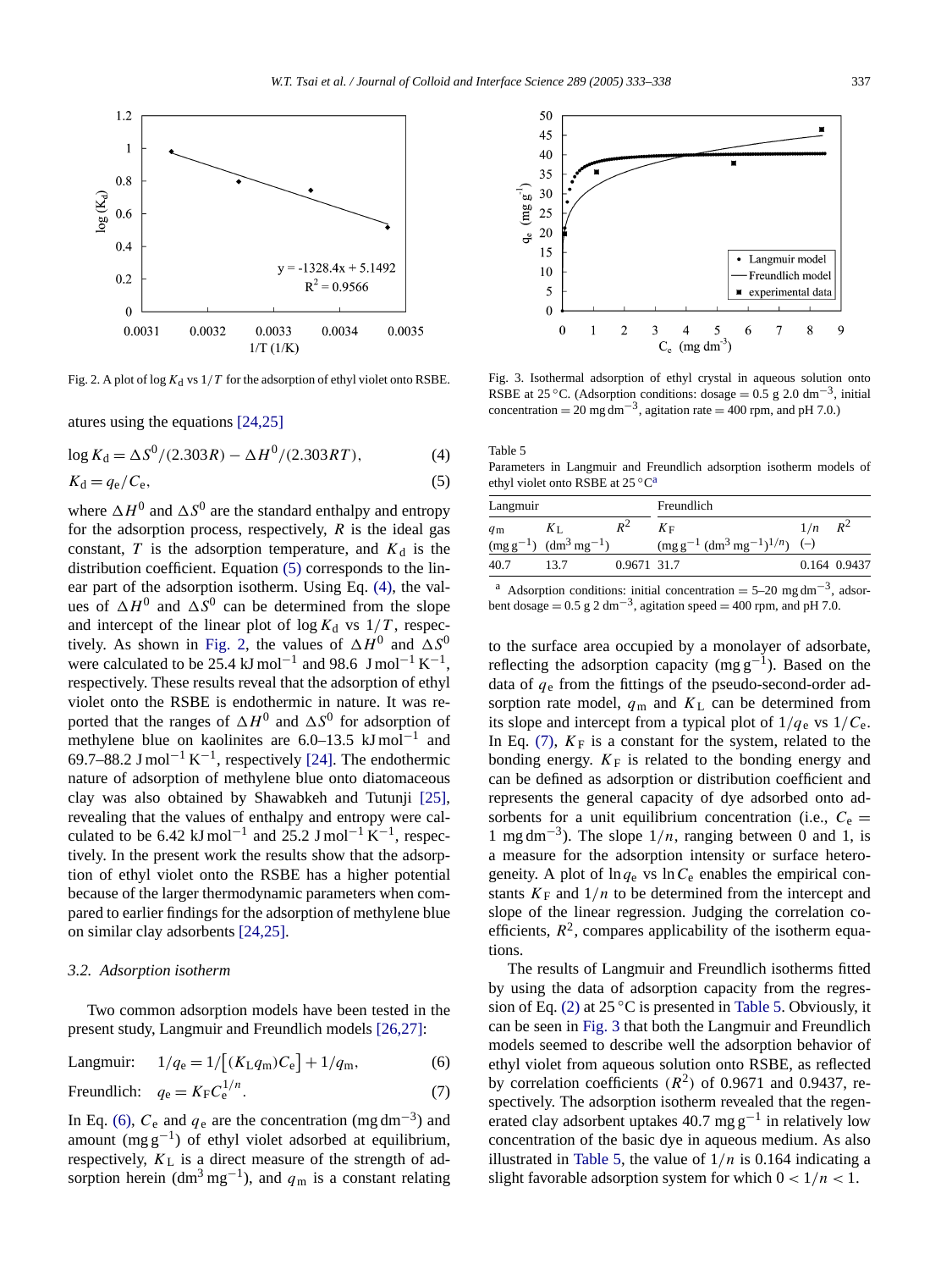Fig. 2. A plot of $\log K_d$ vs $1/T$ for the adsorption of ethyl violet onto RSBE.

atures using the equations [24,25]

$$\log K_d = \Delta S^0/(2.303R) - \Delta H^0/(2.303RT), \tag{4}$$

$$K_d = q_e/C_e, \tag{5}$$

where $\Delta H^0$ and $\Delta S^0$ are the standard enthalpy and entropy for the adsorption process, respectively, $R$ is the ideal gas constant, $T$ is the adsorption temperature, and $K_d$ is the distribution coefficient. Equation (5) corresponds to the linear part of the adsorption isotherm. Using Eq. (4), the values of $\Delta H^0$ and $\Delta S^0$ can be determined from the slope and intercept of the linear plot of $\log K_d$ vs $1/T$, respectively. As shown in Fig. 2, the values of $\Delta H^0$ and $\Delta S^0$ were calculated to be 25.4 $\text{kJ mol}^{-1}$ and 98.6 $\text{J mol}^{-1}\,\text{K}^{-1}$, respectively. These results reveal that the adsorption of ethyl violet onto the RSBE is endothermic in nature. It was reported that the ranges of $\Delta H^0$ and $\Delta S^0$ for adsorption of methylene blue on kaolinites are 6.0–13.5 $\text{kJ mol}^{-1}$ and 69.7–88.2 $\text{J mol}^{-1}\,\text{K}^{-1}$, respectively [24]. The endothermic nature of adsorption of methylene blue onto diatomaceous clay was also obtained by Shawabkeh and Tutunji [25], revealing that the values of enthalpy and entropy were calculated to be 6.42 $\text{kJ mol}^{-1}$ and 25.2 $\text{J mol}^{-1}\,\text{K}^{-1}$, respectively. In the present work the results show that the adsorption of ethyl violet onto the RSBE has a higher potential because of the larger thermodynamic parameters when compared to earlier findings for the adsorption of methylene blue on similar clay adsorbents [24,25].

### 3.2. Adsorption isotherm

Two common adsorption models have been tested in the present study, Langmuir and Freundlich models [26,27]:

$$\text{Langmuir:} \quad 1/q_e = 1/\left[(K_L q_m)C_e\right] + 1/q_m, \tag{6}$$

$$\text{Freundlich:} \quad q_e = K_F C_e^{1/n}. \tag{7}$$

In Eq. (6), $C_e$ and $q_e$ are the concentration ($\text{mg dm}^{-3}$) and amount ($\text{mg g}^{-1}$) of ethyl violet adsorbed at equilibrium, respectively, $K_L$ is a direct measure of the strength of adsorption herein ($\text{dm}^3\,\text{mg}^{-1}$), and $q_m$ is a constant relating to the surface area occupied by a monolayer of adsorbate, reflecting the adsorption capacity ($\text{mg g}^{-1}$). Based on the data of $q_e$ from the fittings of the pseudo-second-order adsorption rate model, $q_m$ and $K_L$ can be determined from its slope and intercept from a typical plot of $1/q_e$ vs $1/C_e$. In Eq. (7), $K_F$ is a constant for the system, related to the bonding energy. $K_F$ is related to the bonding energy and can be defined as adsorption or distribution coefficient and represents the general capacity of dye adsorbed onto adsorbents for a unit equilibrium concentration (i.e., $C_e = 1\ \text{mg dm}^{-3}$). The slope $1/n$, ranging between 0 and 1, is a measure for the adsorption intensity or surface heterogeneity. A plot of $\ln q_e$ vs $\ln C_e$ enables the empirical constants $K_F$ and $1/n$ to be determined from the intercept and slope of the linear regression. Judging the correlation coefficients, $R^2$, compares applicability of the isotherm equations.

Fig. 3. Isothermal adsorption of ethyl crystal in aqueous solution onto RSBE at 25 °C. (Adsorption conditions: dosage = 0.5 g 2.0 $\text{dm}^{-3}$, initial concentration = 20 $\text{mg dm}^{-3}$, agitation rate = 400 rpm, and pH 7.0.)

Table 5
Parameters in Langmuir and Freundlich adsorption isotherm models of ethyl violet onto RSBE at 25 °C[a]

| Langmuir | | | Freundlich | | |
|---|---|---|---|---|---|
| $q_m$ ($\text{mg g}^{-1}$) | $K_L$ ($\text{dm}^3\,\text{mg}^{-1}$) | $R^2$ | $K_F$ ($\text{mg g}^{-1}\,(\text{dm}^3\,\text{mg}^{-1})^{1/n}$) | $1/n$ (–) | $R^2$ |
| 40.7 | 13.7 | 0.9671 | 31.7 | 0.164 | 0.9437 |

[a] Adsorption conditions: initial concentration = 5–20 $\text{mg dm}^{-3}$, adsorbent dosage = 0.5 g 2 $\text{dm}^{-3}$, agitation speed = 400 rpm, and pH 7.0.

The results of Langmuir and Freundlich isotherms fitted by using the data of adsorption capacity from the regression of Eq. (2) at 25 °C is presented in Table 5. Obviously, it can be seen in Fig. 3 that both the Langmuir and Freundlich models seemed to describe well the adsorption behavior of ethyl violet from aqueous solution onto RSBE, as reflected by correlation coefficients ($R^2$) of 0.9671 and 0.9437, respectively. The adsorption isotherm revealed that the regenerated clay adsorbent uptakes 40.7 $\text{mg g}^{-1}$ in relatively low concentration of the basic dye in aqueous medium. As also illustrated in Table 5, the value of $1/n$ is 0.164 indicating a slight favorable adsorption system for which $0 < 1/n < 1$.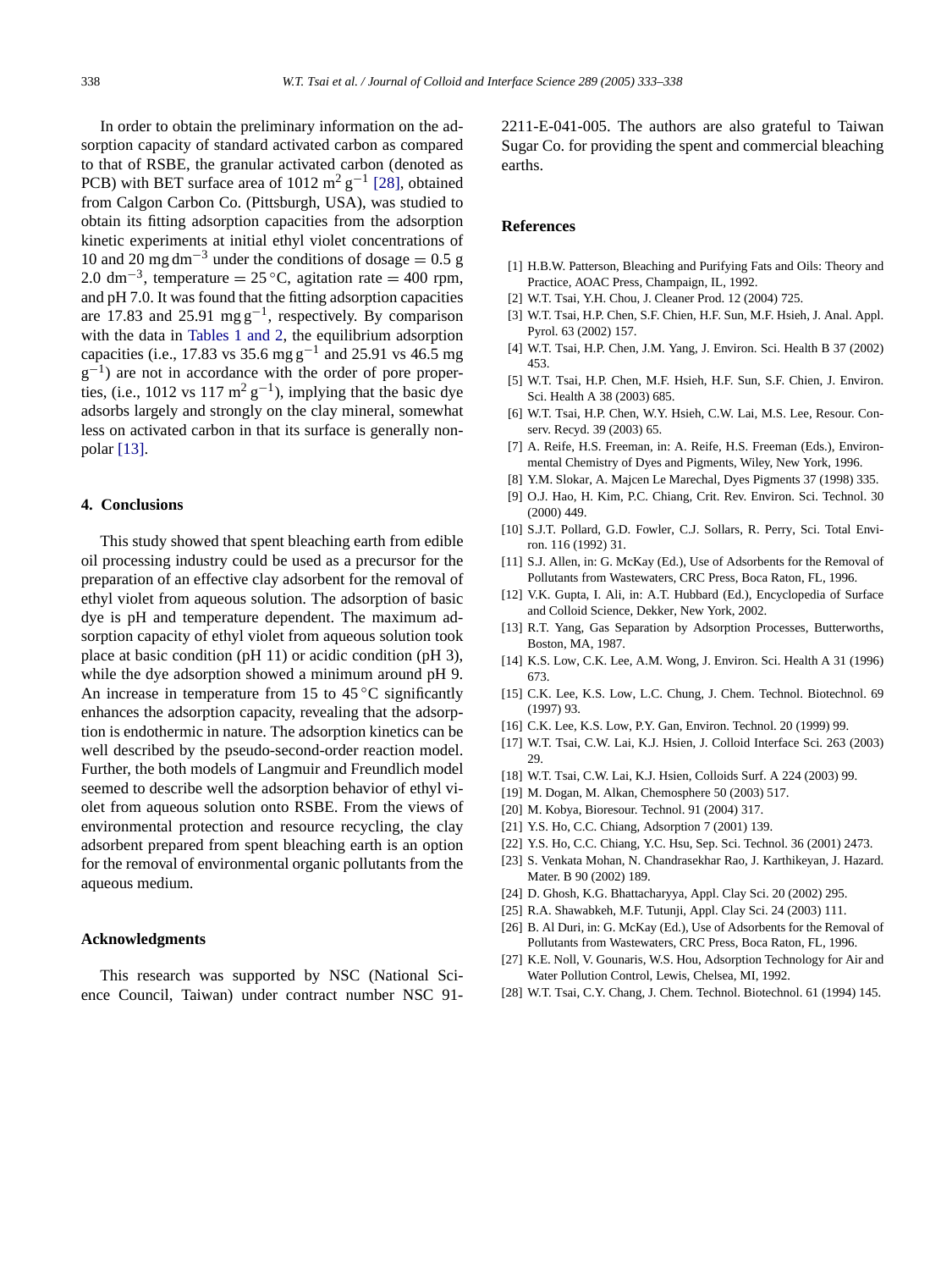In order to obtain the preliminary information on the adsorption capacity of standard activated carbon as compared to that of RSBE, the granular activated carbon (denoted as PCB) with BET surface area of 1012 $m^2\,g^{-1}$ [28], obtained from Calgon Carbon Co. (Pittsburgh, USA), was studied to obtain its fitting adsorption capacities from the adsorption kinetic experiments at initial ethyl violet concentrations of 10 and 20 $mg\,dm^{-3}$ under the conditions of dosage = 0.5 g 2.0 $dm^{-3}$, temperature = 25 °C, agitation rate = 400 rpm, and pH 7.0. It was found that the fitting adsorption capacities are 17.83 and 25.91 $mg\,g^{-1}$, respectively. By comparison with the data in Tables 1 and 2, the equilibrium adsorption capacities (i.e., 17.83 vs 35.6 $mg\,g^{-1}$ and 25.91 vs 46.5 mg $g^{-1}$) are not in accordance with the order of pore properties, (i.e., 1012 vs 117 $m^2\,g^{-1}$), implying that the basic dye adsorbs largely and strongly on the clay mineral, somewhat less on activated carbon in that its surface is generally nonpolar [13].

## 4. Conclusions

This study showed that spent bleaching earth from edible oil processing industry could be used as a precursor for the preparation of an effective clay adsorbent for the removal of ethyl violet from aqueous solution. The adsorption of basic dye is pH and temperature dependent. The maximum adsorption capacity of ethyl violet from aqueous solution took place at basic condition (pH 11) or acidic condition (pH 3), while the dye adsorption showed a minimum around pH 9. An increase in temperature from 15 to 45 °C significantly enhances the adsorption capacity, revealing that the adsorption is endothermic in nature. The adsorption kinetics can be well described by the pseudo-second-order reaction model. Further, the both models of Langmuir and Freundlich model seemed to describe well the adsorption behavior of ethyl violet from aqueous solution onto RSBE. From the views of environmental protection and resource recycling, the clay adsorbent prepared from spent bleaching earth is an option for the removal of environmental organic pollutants from the aqueous medium.

## Acknowledgments

This research was supported by NSC (National Science Council, Taiwan) under contract number NSC 91-2211-E-041-005. The authors are also grateful to Taiwan Sugar Co. for providing the spent and commercial bleaching earths.

## References

[1] H.B.W. Patterson, Bleaching and Purifying Fats and Oils: Theory and Practice, AOAC Press, Champaign, IL, 1992.
[2] W.T. Tsai, Y.H. Chou, J. Cleaner Prod. 12 (2004) 725.
[3] W.T. Tsai, H.P. Chen, S.F. Chien, H.F. Sun, M.F. Hsieh, J. Anal. Appl. Pyrol. 63 (2002) 157.
[4] W.T. Tsai, H.P. Chen, J.M. Yang, J. Environ. Sci. Health B 37 (2002) 453.
[5] W.T. Tsai, H.P. Chen, M.F. Hsieh, H.F. Sun, S.F. Chien, J. Environ. Sci. Health A 38 (2003) 685.
[6] W.T. Tsai, H.P. Chen, W.Y. Hsieh, C.W. Lai, M.S. Lee, Resour. Conserv. Recyd. 39 (2003) 65.
[7] A. Reife, H.S. Freeman, in: A. Reife, H.S. Freeman (Eds.), Environmental Chemistry of Dyes and Pigments, Wiley, New York, 1996.
[8] Y.M. Slokar, A. Majcen Le Marechal, Dyes Pigments 37 (1998) 335.
[9] O.J. Hao, H. Kim, P.C. Chiang, Crit. Rev. Environ. Sci. Technol. 30 (2000) 449.
[10] S.J.T. Pollard, G.D. Fowler, C.J. Sollars, R. Perry, Sci. Total Environ. 116 (1992) 31.
[11] S.J. Allen, in: G. McKay (Ed.), Use of Adsorbents for the Removal of Pollutants from Wastewaters, CRC Press, Boca Raton, FL, 1996.
[12] V.K. Gupta, I. Ali, in: A.T. Hubbard (Ed.), Encyclopedia of Surface and Colloid Science, Dekker, New York, 2002.
[13] R.T. Yang, Gas Separation by Adsorption Processes, Butterworths, Boston, MA, 1987.
[14] K.S. Low, C.K. Lee, A.M. Wong, J. Environ. Sci. Health A 31 (1996) 673.
[15] C.K. Lee, K.S. Low, L.C. Chung, J. Chem. Technol. Biotechnol. 69 (1997) 93.
[16] C.K. Lee, K.S. Low, P.Y. Gan, Environ. Technol. 20 (1999) 99.
[17] W.T. Tsai, C.W. Lai, K.J. Hsien, J. Colloid Interface Sci. 263 (2003) 29.
[18] W.T. Tsai, C.W. Lai, K.J. Hsien, Colloids Surf. A 224 (2003) 99.
[19] M. Dogan, M. Alkan, Chemosphere 50 (2003) 517.
[20] M. Kobya, Bioresour. Technol. 91 (2004) 317.
[21] Y.S. Ho, C.C. Chiang, Adsorption 7 (2001) 139.
[22] Y.S. Ho, C.C. Chiang, Y.C. Hsu, Sep. Sci. Technol. 36 (2001) 2473.
[23] S. Venkata Mohan, N. Chandrasekhar Rao, J. Karthikeyan, J. Hazard. Mater. B 90 (2002) 189.
[24] D. Ghosh, K.G. Bhattacharyya, Appl. Clay Sci. 20 (2002) 295.
[25] R.A. Shawabkeh, M.F. Tutunji, Appl. Clay Sci. 24 (2003) 111.
[26] B. Al Duri, in: G. McKay (Ed.), Use of Adsorbents for the Removal of Pollutants from Wastewaters, CRC Press, Boca Raton, FL, 1996.
[27] K.E. Noll, V. Gounaris, W.S. Hou, Adsorption Technology for Air and Water Pollution Control, Lewis, Chelsea, MI, 1992.
[28] W.T. Tsai, C.Y. Chang, J. Chem. Technol. Biotechnol. 61 (1994) 145.